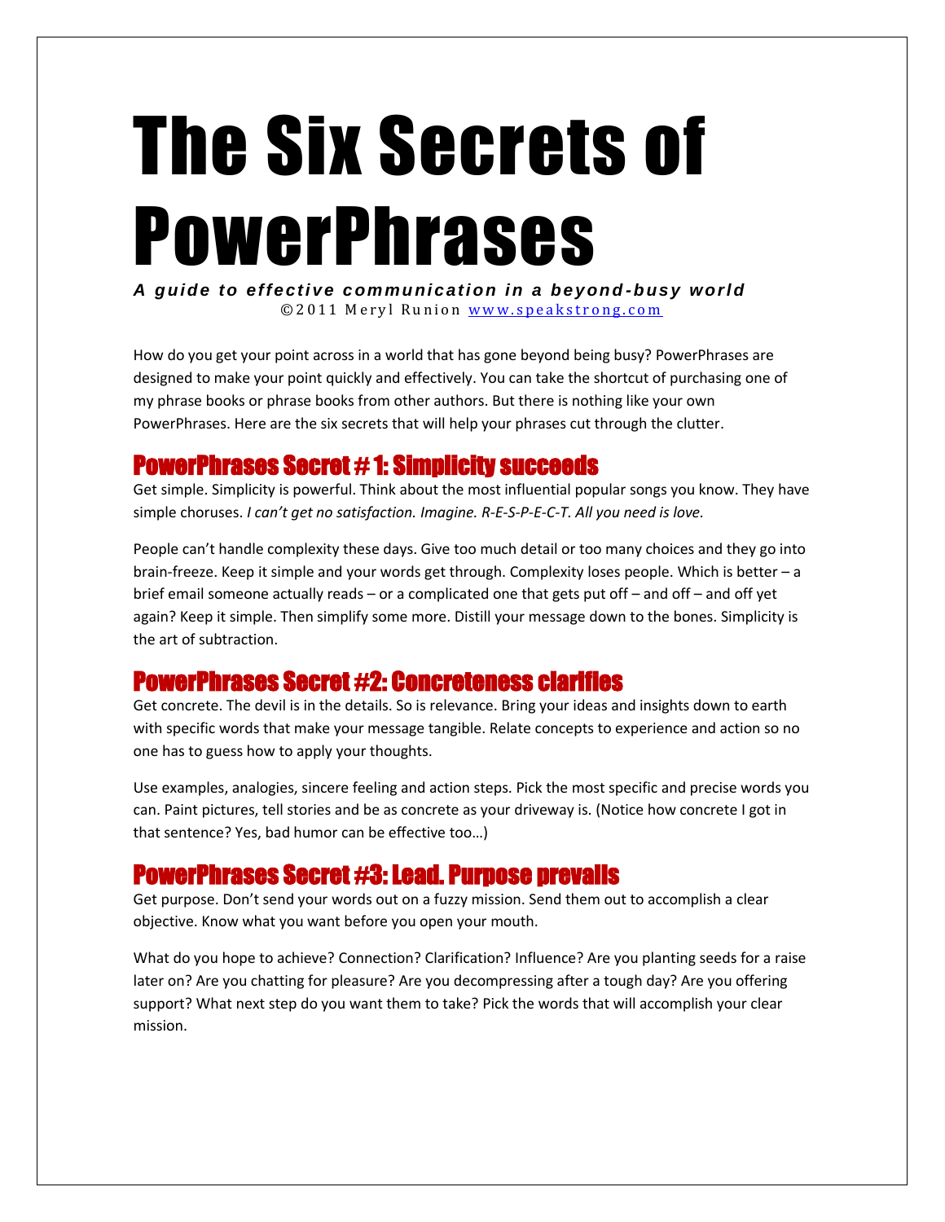# The Six Secrets of PowerPhrases

***A guide to effective communication in a beyond-busy world***

©2011 Meryl Runion [www.speakstrong.com](http://www.speakstrong.com)

How do you get your point across in a world that has gone beyond being busy? PowerPhrases are designed to make your point quickly and effectively. You can take the shortcut of purchasing one of my phrase books or phrase books from other authors. But there is nothing like your own PowerPhrases. Here are the six secrets that will help your phrases cut through the clutter.

## PowerPhrases Secret # 1: Simplicity succeeds

Get simple. Simplicity is powerful. Think about the most influential popular songs you know. They have simple choruses. *I can't get no satisfaction. Imagine. R-E-S-P-E-C-T. All you need is love.*

People can't handle complexity these days. Give too much detail or too many choices and they go into brain-freeze. Keep it simple and your words get through. Complexity loses people. Which is better – a brief email someone actually reads – or a complicated one that gets put off – and off – and off yet again? Keep it simple. Then simplify some more. Distill your message down to the bones. Simplicity is the art of subtraction.

## PowerPhrases Secret #2: Concreteness clarifies

Get concrete. The devil is in the details. So is relevance. Bring your ideas and insights down to earth with specific words that make your message tangible. Relate concepts to experience and action so no one has to guess how to apply your thoughts.

Use examples, analogies, sincere feeling and action steps. Pick the most specific and precise words you can. Paint pictures, tell stories and be as concrete as your driveway is. (Notice how concrete I got in that sentence? Yes, bad humor can be effective too…)

## PowerPhrases Secret #3: Lead. Purpose prevails

Get purpose. Don't send your words out on a fuzzy mission. Send them out to accomplish a clear objective. Know what you want before you open your mouth.

What do you hope to achieve? Connection? Clarification? Influence? Are you planting seeds for a raise later on? Are you chatting for pleasure? Are you decompressing after a tough day? Are you offering support? What next step do you want them to take? Pick the words that will accomplish your clear mission.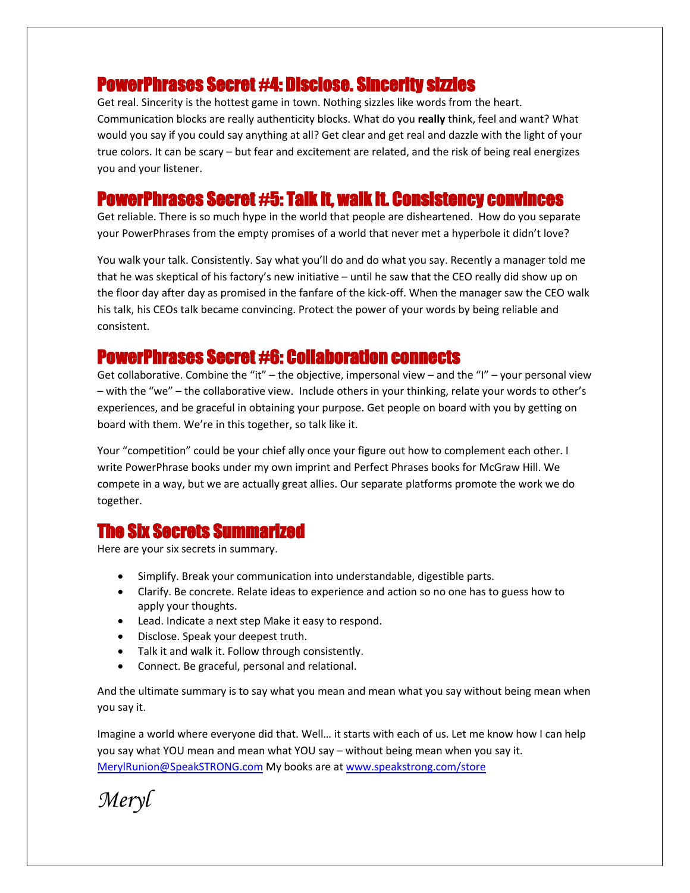## PowerPhrases Secret #4: Disclose. Sincerity sizzles

Get real. Sincerity is the hottest game in town. Nothing sizzles like words from the heart. Communication blocks are really authenticity blocks. What do you **really** think, feel and want? What would you say if you could say anything at all? Get clear and get real and dazzle with the light of your true colors. It can be scary – but fear and excitement are related, and the risk of being real energizes you and your listener.

## PowerPhrases Secret #5: Talk it, walk it. Consistency convinces

Get reliable. There is so much hype in the world that people are disheartened. How do you separate your PowerPhrases from the empty promises of a world that never met a hyperbole it didn't love?

You walk your talk. Consistently. Say what you'll do and do what you say. Recently a manager told me that he was skeptical of his factory's new initiative – until he saw that the CEO really did show up on the floor day after day as promised in the fanfare of the kick-off. When the manager saw the CEO walk his talk, his CEOs talk became convincing. Protect the power of your words by being reliable and consistent.

## PowerPhrases Secret #6: Collaboration connects

Get collaborative. Combine the "it" – the objective, impersonal view – and the "I" – your personal view – with the "we" – the collaborative view. Include others in your thinking, relate your words to other's experiences, and be graceful in obtaining your purpose. Get people on board with you by getting on board with them. We're in this together, so talk like it.

Your "competition" could be your chief ally once your figure out how to complement each other. I write PowerPhrase books under my own imprint and Perfect Phrases books for McGraw Hill. We compete in a way, but we are actually great allies. Our separate platforms promote the work we do together.

## The Six Secrets Summarized

Here are your six secrets in summary.

- Simplify. Break your communication into understandable, digestible parts.
- Clarify. Be concrete. Relate ideas to experience and action so no one has to guess how to apply your thoughts.
- Lead. Indicate a next step Make it easy to respond.
- Disclose. Speak your deepest truth.
- Talk it and walk it. Follow through consistently.
- Connect. Be graceful, personal and relational.

And the ultimate summary is to say what you mean and mean what you say without being mean when you say it.

Imagine a world where everyone did that. Well… it starts with each of us. Let me know how I can help you say what YOU mean and mean what YOU say – without being mean when you say it. MerylRunion@SpeakSTRONG.com My books are at www.speakstrong.com/store

*Meryl*